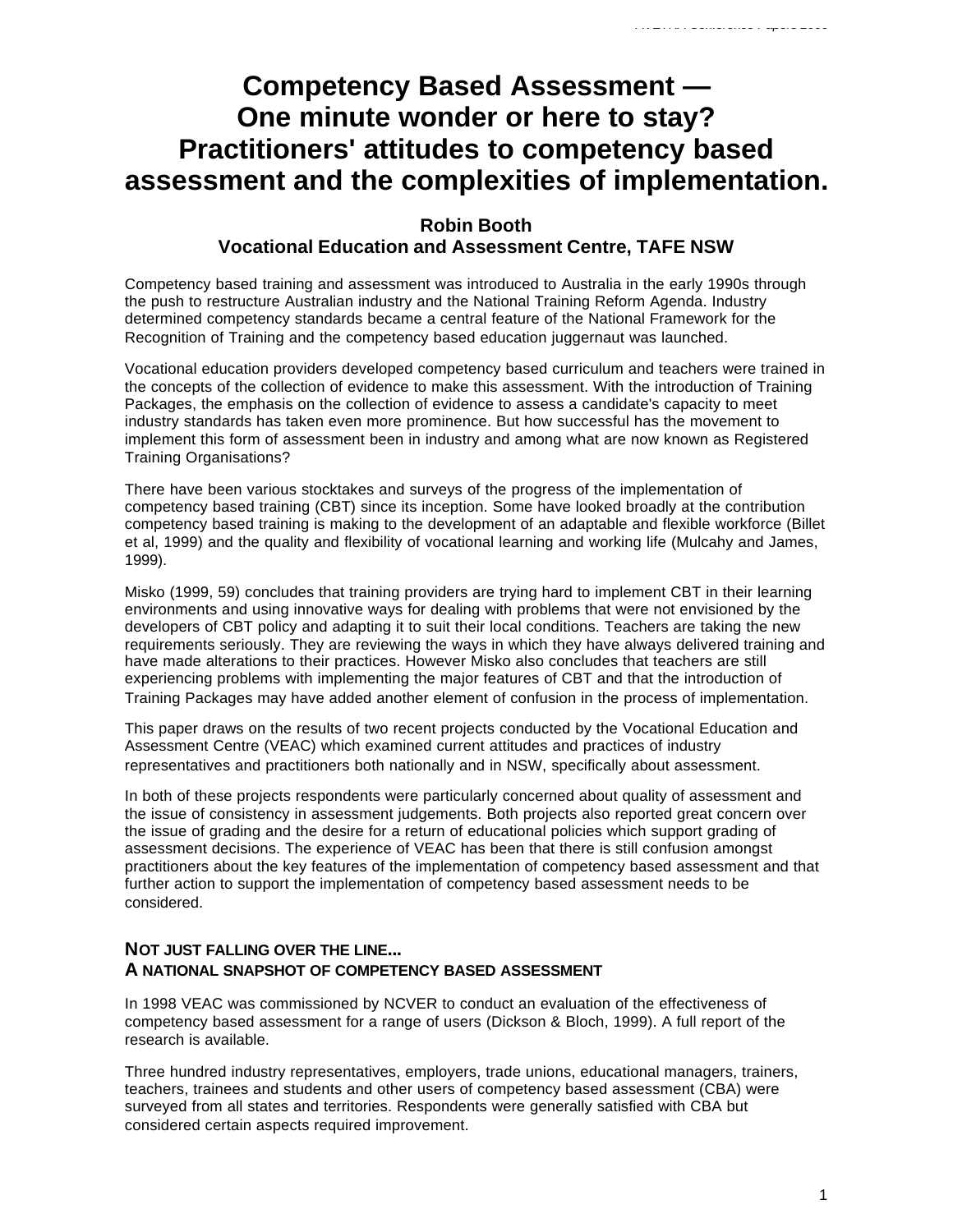# Competency Based Assessment — One minute wonder or here to stay? Practitioners' attitudes to competency based assessment and the complexities of implementation.

**Robin Booth**
**Vocational Education and Assessment Centre, TAFE NSW**

Competency based training and assessment was introduced to Australia in the early 1990s through the push to restructure Australian industry and the National Training Reform Agenda. Industry determined competency standards became a central feature of the National Framework for the Recognition of Training and the competency based education juggernaut was launched.

Vocational education providers developed competency based curriculum and teachers were trained in the concepts of the collection of evidence to make this assessment. With the introduction of Training Packages, the emphasis on the collection of evidence to assess a candidate's capacity to meet industry standards has taken even more prominence. But how successful has the movement to implement this form of assessment been in industry and among what are now known as Registered Training Organisations?

There have been various stocktakes and surveys of the progress of the implementation of competency based training (CBT) since its inception. Some have looked broadly at the contribution competency based training is making to the development of an adaptable and flexible workforce (Billet et al, 1999) and the quality and flexibility of vocational learning and working life (Mulcahy and James, 1999).

Misko (1999, 59) concludes that training providers are trying hard to implement CBT in their learning environments and using innovative ways for dealing with problems that were not envisioned by the developers of CBT policy and adapting it to suit their local conditions. Teachers are taking the new requirements seriously. They are reviewing the ways in which they have always delivered training and have made alterations to their practices. However Misko also concludes that teachers are still experiencing problems with implementing the major features of CBT and that the introduction of Training Packages may have added another element of confusion in the process of implementation.

This paper draws on the results of two recent projects conducted by the Vocational Education and Assessment Centre (VEAC) which examined current attitudes and practices of industry representatives and practitioners both nationally and in NSW, specifically about assessment.

In both of these projects respondents were particularly concerned about quality of assessment and the issue of consistency in assessment judgements. Both projects also reported great concern over the issue of grading and the desire for a return of educational policies which support grading of assessment decisions. The experience of VEAC has been that there is still confusion amongst practitioners about the key features of the implementation of competency based assessment and that further action to support the implementation of competency based assessment needs to be considered.

## NOT JUST FALLING OVER THE LINE... A NATIONAL SNAPSHOT OF COMPETENCY BASED ASSESSMENT

In 1998 VEAC was commissioned by NCVER to conduct an evaluation of the effectiveness of competency based assessment for a range of users (Dickson & Bloch, 1999). A full report of the research is available.

Three hundred industry representatives, employers, trade unions, educational managers, trainers, teachers, trainees and students and other users of competency based assessment (CBA) were surveyed from all states and territories. Respondents were generally satisfied with CBA but considered certain aspects required improvement.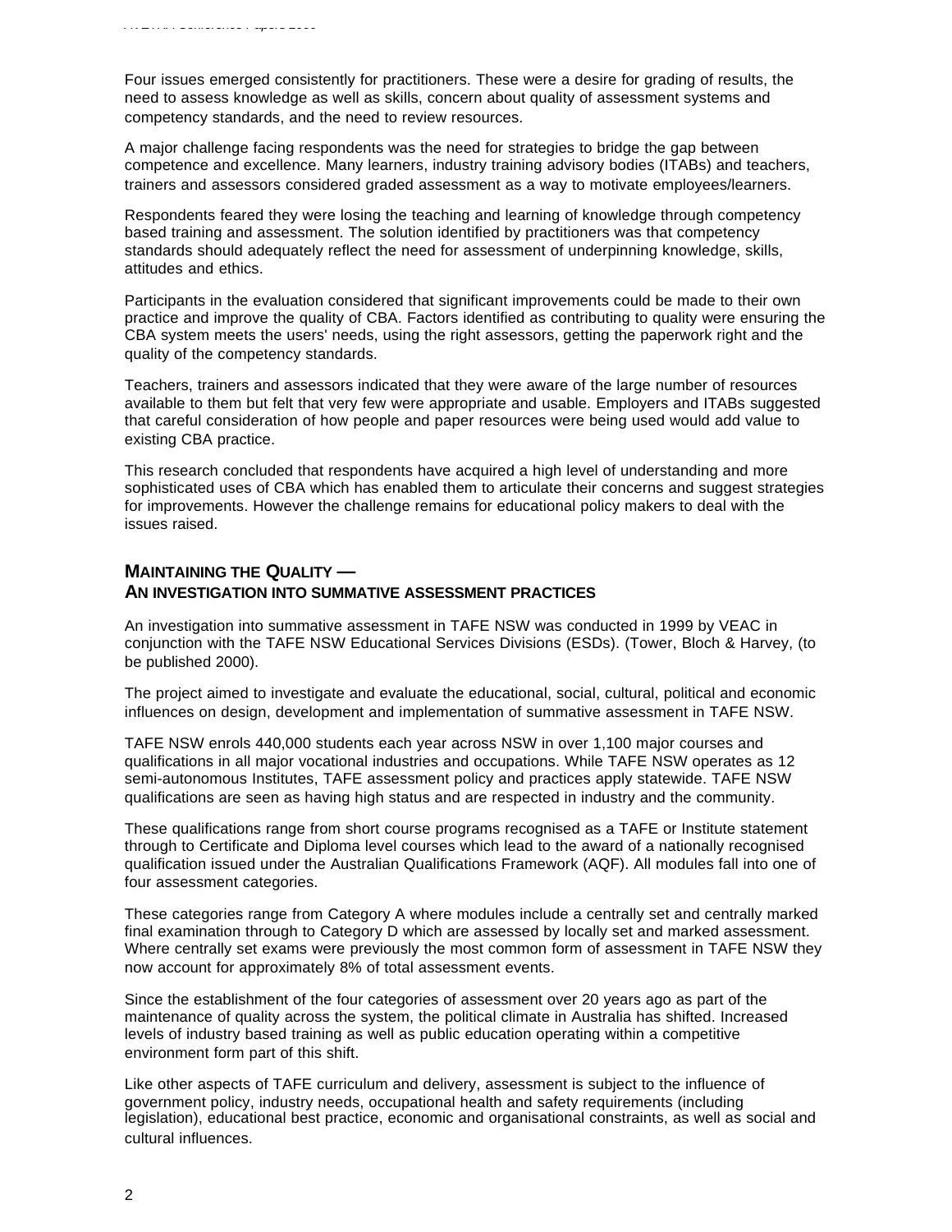Four issues emerged consistently for practitioners. These were a desire for grading of results, the need to assess knowledge as well as skills, concern about quality of assessment systems and competency standards, and the need to review resources.

A major challenge facing respondents was the need for strategies to bridge the gap between competence and excellence. Many learners, industry training advisory bodies (ITABs) and teachers, trainers and assessors considered graded assessment as a way to motivate employees/learners.

Respondents feared they were losing the teaching and learning of knowledge through competency based training and assessment. The solution identified by practitioners was that competency standards should adequately reflect the need for assessment of underpinning knowledge, skills, attitudes and ethics.

Participants in the evaluation considered that significant improvements could be made to their own practice and improve the quality of CBA. Factors identified as contributing to quality were ensuring the CBA system meets the users' needs, using the right assessors, getting the paperwork right and the quality of the competency standards.

Teachers, trainers and assessors indicated that they were aware of the large number of resources available to them but felt that very few were appropriate and usable. Employers and ITABs suggested that careful consideration of how people and paper resources were being used would add value to existing CBA practice.

This research concluded that respondents have acquired a high level of understanding and more sophisticated uses of CBA which has enabled them to articulate their concerns and suggest strategies for improvements. However the challenge remains for educational policy makers to deal with the issues raised.

## MAINTAINING THE QUALITY — AN INVESTIGATION INTO SUMMATIVE ASSESSMENT PRACTICES

An investigation into summative assessment in TAFE NSW was conducted in 1999 by VEAC in conjunction with the TAFE NSW Educational Services Divisions (ESDs). (Tower, Bloch & Harvey, (to be published 2000).

The project aimed to investigate and evaluate the educational, social, cultural, political and economic influences on design, development and implementation of summative assessment in TAFE NSW.

TAFE NSW enrols 440,000 students each year across NSW in over 1,100 major courses and qualifications in all major vocational industries and occupations. While TAFE NSW operates as 12 semi-autonomous Institutes, TAFE assessment policy and practices apply statewide. TAFE NSW qualifications are seen as having high status and are respected in industry and the community.

These qualifications range from short course programs recognised as a TAFE or Institute statement through to Certificate and Diploma level courses which lead to the award of a nationally recognised qualification issued under the Australian Qualifications Framework (AQF). All modules fall into one of four assessment categories.

These categories range from Category A where modules include a centrally set and centrally marked final examination through to Category D which are assessed by locally set and marked assessment. Where centrally set exams were previously the most common form of assessment in TAFE NSW they now account for approximately 8% of total assessment events.

Since the establishment of the four categories of assessment over 20 years ago as part of the maintenance of quality across the system, the political climate in Australia has shifted. Increased levels of industry based training as well as public education operating within a competitive environment form part of this shift.

Like other aspects of TAFE curriculum and delivery, assessment is subject to the influence of government policy, industry needs, occupational health and safety requirements (including legislation), educational best practice, economic and organisational constraints, as well as social and cultural influences.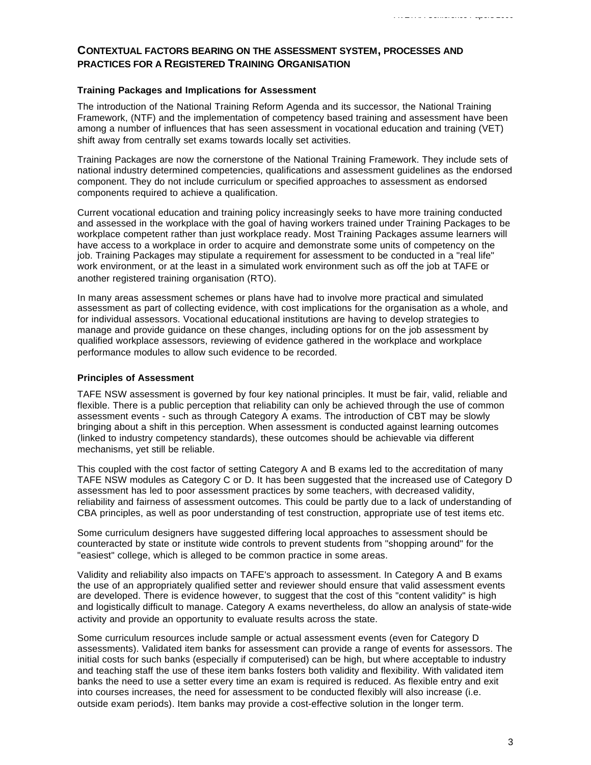## CONTEXTUAL FACTORS BEARING ON THE ASSESSMENT SYSTEM, PROCESSES AND PRACTICES FOR A REGISTERED TRAINING ORGANISATION

### Training Packages and Implications for Assessment

The introduction of the National Training Reform Agenda and its successor, the National Training Framework, (NTF) and the implementation of competency based training and assessment have been among a number of influences that has seen assessment in vocational education and training (VET) shift away from centrally set exams towards locally set activities.

Training Packages are now the cornerstone of the National Training Framework. They include sets of national industry determined competencies, qualifications and assessment guidelines as the endorsed component. They do not include curriculum or specified approaches to assessment as endorsed components required to achieve a qualification.

Current vocational education and training policy increasingly seeks to have more training conducted and assessed in the workplace with the goal of having workers trained under Training Packages to be workplace competent rather than just workplace ready. Most Training Packages assume learners will have access to a workplace in order to acquire and demonstrate some units of competency on the job. Training Packages may stipulate a requirement for assessment to be conducted in a "real life" work environment, or at the least in a simulated work environment such as off the job at TAFE or another registered training organisation (RTO).

In many areas assessment schemes or plans have had to involve more practical and simulated assessment as part of collecting evidence, with cost implications for the organisation as a whole, and for individual assessors. Vocational educational institutions are having to develop strategies to manage and provide guidance on these changes, including options for on the job assessment by qualified workplace assessors, reviewing of evidence gathered in the workplace and workplace performance modules to allow such evidence to be recorded.

### Principles of Assessment

TAFE NSW assessment is governed by four key national principles. It must be fair, valid, reliable and flexible. There is a public perception that reliability can only be achieved through the use of common assessment events - such as through Category A exams. The introduction of CBT may be slowly bringing about a shift in this perception. When assessment is conducted against learning outcomes (linked to industry competency standards), these outcomes should be achievable via different mechanisms, yet still be reliable.

This coupled with the cost factor of setting Category A and B exams led to the accreditation of many TAFE NSW modules as Category C or D. It has been suggested that the increased use of Category D assessment has led to poor assessment practices by some teachers, with decreased validity, reliability and fairness of assessment outcomes. This could be partly due to a lack of understanding of CBA principles, as well as poor understanding of test construction, appropriate use of test items etc.

Some curriculum designers have suggested differing local approaches to assessment should be counteracted by state or institute wide controls to prevent students from "shopping around" for the "easiest" college, which is alleged to be common practice in some areas.

Validity and reliability also impacts on TAFE's approach to assessment. In Category A and B exams the use of an appropriately qualified setter and reviewer should ensure that valid assessment events are developed. There is evidence however, to suggest that the cost of this "content validity" is high and logistically difficult to manage. Category A exams nevertheless, do allow an analysis of state-wide activity and provide an opportunity to evaluate results across the state.

Some curriculum resources include sample or actual assessment events (even for Category D assessments). Validated item banks for assessment can provide a range of events for assessors. The initial costs for such banks (especially if computerised) can be high, but where acceptable to industry and teaching staff the use of these item banks fosters both validity and flexibility. With validated item banks the need to use a setter every time an exam is required is reduced. As flexible entry and exit into courses increases, the need for assessment to be conducted flexibly will also increase (i.e. outside exam periods). Item banks may provide a cost-effective solution in the longer term.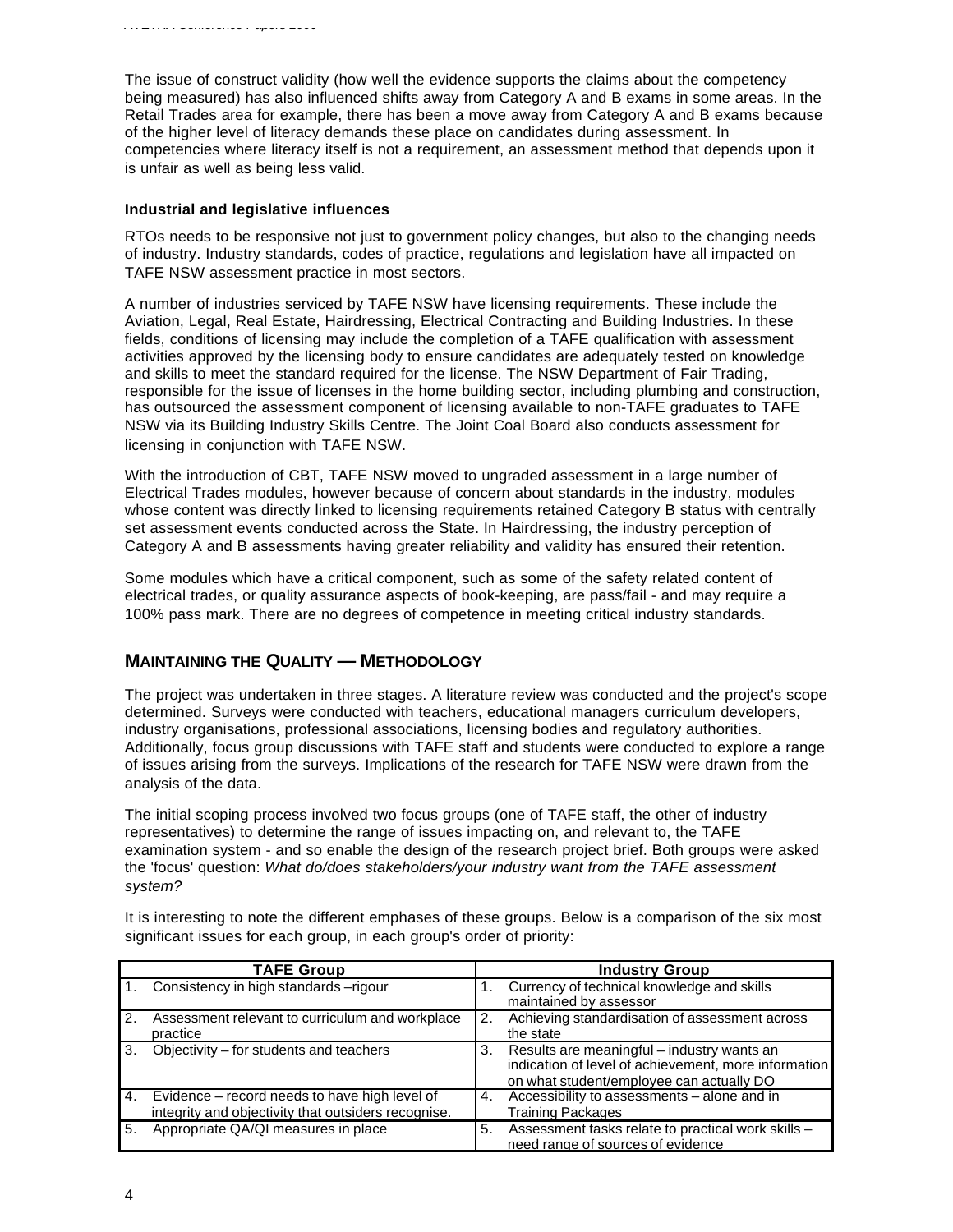The issue of construct validity (how well the evidence supports the claims about the competency being measured) has also influenced shifts away from Category A and B exams in some areas. In the Retail Trades area for example, there has been a move away from Category A and B exams because of the higher level of literacy demands these place on candidates during assessment. In competencies where literacy itself is not a requirement, an assessment method that depends upon it is unfair as well as being less valid.

**Industrial and legislative influences**

RTOs needs to be responsive not just to government policy changes, but also to the changing needs of industry. Industry standards, codes of practice, regulations and legislation have all impacted on TAFE NSW assessment practice in most sectors.

A number of industries serviced by TAFE NSW have licensing requirements. These include the Aviation, Legal, Real Estate, Hairdressing, Electrical Contracting and Building Industries. In these fields, conditions of licensing may include the completion of a TAFE qualification with assessment activities approved by the licensing body to ensure candidates are adequately tested on knowledge and skills to meet the standard required for the license. The NSW Department of Fair Trading, responsible for the issue of licenses in the home building sector, including plumbing and construction, has outsourced the assessment component of licensing available to non-TAFE graduates to TAFE NSW via its Building Industry Skills Centre. The Joint Coal Board also conducts assessment for licensing in conjunction with TAFE NSW.

With the introduction of CBT, TAFE NSW moved to ungraded assessment in a large number of Electrical Trades modules, however because of concern about standards in the industry, modules whose content was directly linked to licensing requirements retained Category B status with centrally set assessment events conducted across the State. In Hairdressing, the industry perception of Category A and B assessments having greater reliability and validity has ensured their retention.

Some modules which have a critical component, such as some of the safety related content of electrical trades, or quality assurance aspects of book-keeping, are pass/fail - and may require a 100% pass mark. There are no degrees of competence in meeting critical industry standards.

## MAINTAINING THE QUALITY — METHODOLOGY

The project was undertaken in three stages. A literature review was conducted and the project's scope determined. Surveys were conducted with teachers, educational managers curriculum developers, industry organisations, professional associations, licensing bodies and regulatory authorities. Additionally, focus group discussions with TAFE staff and students were conducted to explore a range of issues arising from the surveys. Implications of the research for TAFE NSW were drawn from the analysis of the data.

The initial scoping process involved two focus groups (one of TAFE staff, the other of industry representatives) to determine the range of issues impacting on, and relevant to, the TAFE examination system - and so enable the design of the research project brief. Both groups were asked the 'focus' question: *What do/does stakeholders/your industry want from the TAFE assessment system?*

It is interesting to note the different emphases of these groups. Below is a comparison of the six most significant issues for each group, in each group's order of priority:

| TAFE Group | Industry Group |
|---|---|
| 1. Consistency in high standards –rigour | 1. Currency of technical knowledge and skills maintained by assessor |
| 2. Assessment relevant to curriculum and workplace practice | 2. Achieving standardisation of assessment across the state |
| 3. Objectivity – for students and teachers | 3. Results are meaningful – industry wants an indication of level of achievement, more information on what student/employee can actually DO |
| 4. Evidence – record needs to have high level of integrity and objectivity that outsiders recognise. | 4. Accessibility to assessments – alone and in Training Packages |
| 5. Appropriate QA/QI measures in place | 5. Assessment tasks relate to practical work skills – need range of sources of evidence |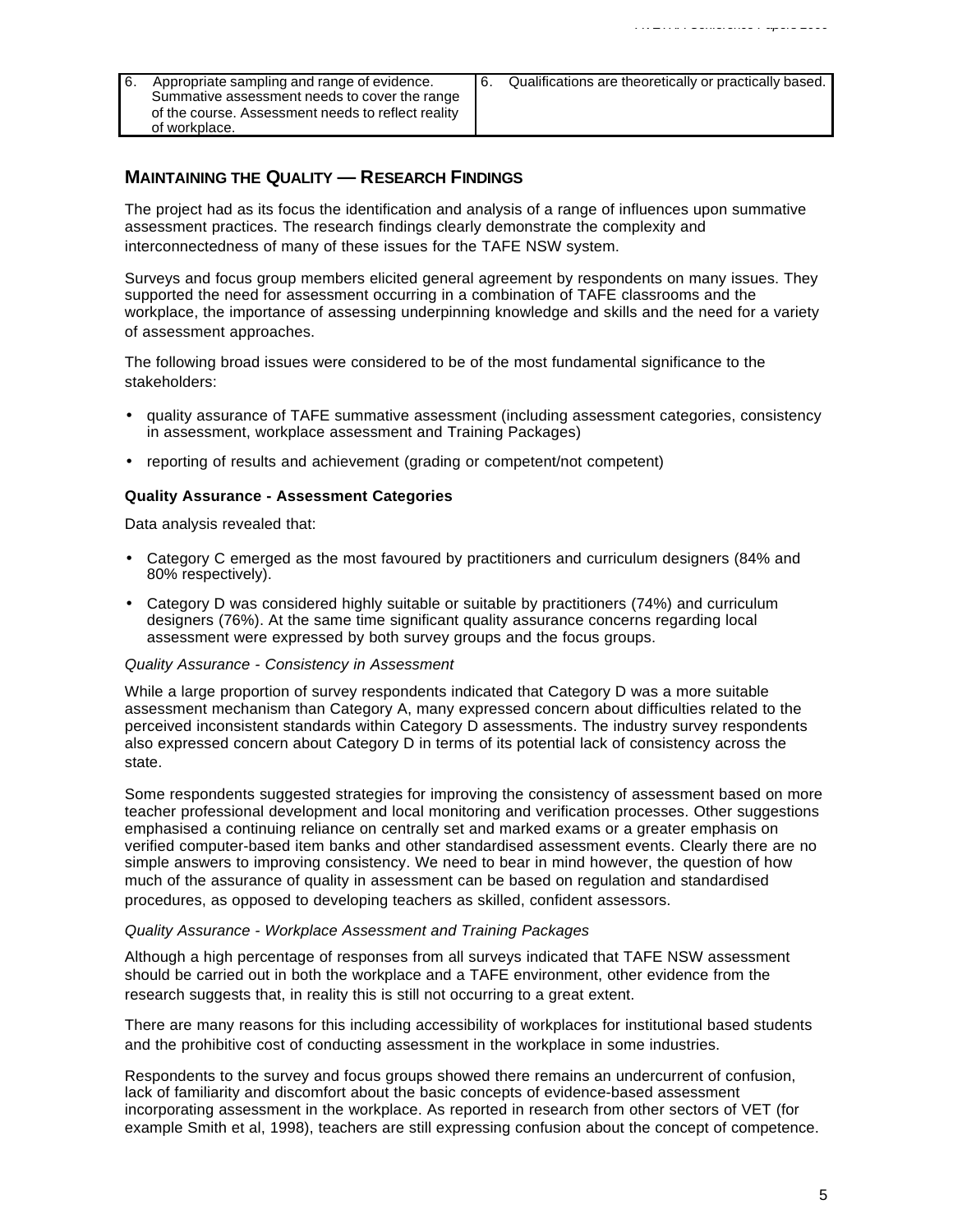| 6. Appropriate sampling and range of evidence. Summative assessment needs to cover the range of the course. Assessment needs to reflect reality of workplace. | 6. Qualifications are theoretically or practically based. |
|---|---|

## MAINTAINING THE QUALITY — RESEARCH FINDINGS

The project had as its focus the identification and analysis of a range of influences upon summative assessment practices. The research findings clearly demonstrate the complexity and interconnectedness of many of these issues for the TAFE NSW system.

Surveys and focus group members elicited general agreement by respondents on many issues. They supported the need for assessment occurring in a combination of TAFE classrooms and the workplace, the importance of assessing underpinning knowledge and skills and the need for a variety of assessment approaches.

The following broad issues were considered to be of the most fundamental significance to the stakeholders:

- quality assurance of TAFE summative assessment (including assessment categories, consistency in assessment, workplace assessment and Training Packages)
- reporting of results and achievement (grading or competent/not competent)

**Quality Assurance - Assessment Categories**

Data analysis revealed that:

- Category C emerged as the most favoured by practitioners and curriculum designers (84% and 80% respectively).
- Category D was considered highly suitable or suitable by practitioners (74%) and curriculum designers (76%). At the same time significant quality assurance concerns regarding local assessment were expressed by both survey groups and the focus groups.

*Quality Assurance - Consistency in Assessment*

While a large proportion of survey respondents indicated that Category D was a more suitable assessment mechanism than Category A, many expressed concern about difficulties related to the perceived inconsistent standards within Category D assessments. The industry survey respondents also expressed concern about Category D in terms of its potential lack of consistency across the state.

Some respondents suggested strategies for improving the consistency of assessment based on more teacher professional development and local monitoring and verification processes. Other suggestions emphasised a continuing reliance on centrally set and marked exams or a greater emphasis on verified computer-based item banks and other standardised assessment events. Clearly there are no simple answers to improving consistency. We need to bear in mind however, the question of how much of the assurance of quality in assessment can be based on regulation and standardised procedures, as opposed to developing teachers as skilled, confident assessors.

*Quality Assurance - Workplace Assessment and Training Packages*

Although a high percentage of responses from all surveys indicated that TAFE NSW assessment should be carried out in both the workplace and a TAFE environment, other evidence from the research suggests that, in reality this is still not occurring to a great extent.

There are many reasons for this including accessibility of workplaces for institutional based students and the prohibitive cost of conducting assessment in the workplace in some industries.

Respondents to the survey and focus groups showed there remains an undercurrent of confusion, lack of familiarity and discomfort about the basic concepts of evidence-based assessment incorporating assessment in the workplace. As reported in research from other sectors of VET (for example Smith et al, 1998), teachers are still expressing confusion about the concept of competence.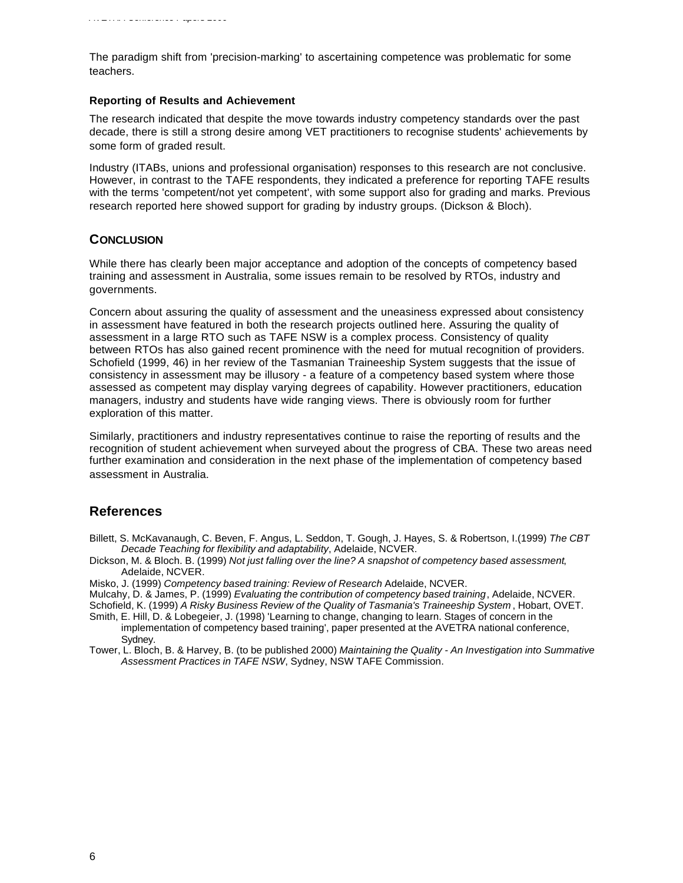The paradigm shift from 'precision-marking' to ascertaining competence was problematic for some teachers.

**Reporting of Results and Achievement**

The research indicated that despite the move towards industry competency standards over the past decade, there is still a strong desire among VET practitioners to recognise students' achievements by some form of graded result.

Industry (ITABs, unions and professional organisation) responses to this research are not conclusive. However, in contrast to the TAFE respondents, they indicated a preference for reporting TAFE results with the terms 'competent/not yet competent', with some support also for grading and marks. Previous research reported here showed support for grading by industry groups. (Dickson & Bloch).

## CONCLUSION

While there has clearly been major acceptance and adoption of the concepts of competency based training and assessment in Australia, some issues remain to be resolved by RTOs, industry and governments.

Concern about assuring the quality of assessment and the uneasiness expressed about consistency in assessment have featured in both the research projects outlined here. Assuring the quality of assessment in a large RTO such as TAFE NSW is a complex process. Consistency of quality between RTOs has also gained recent prominence with the need for mutual recognition of providers. Schofield (1999, 46) in her review of the Tasmanian Traineeship System suggests that the issue of consistency in assessment may be illusory - a feature of a competency based system where those assessed as competent may display varying degrees of capability. However practitioners, education managers, industry and students have wide ranging views. There is obviously room for further exploration of this matter.

Similarly, practitioners and industry representatives continue to raise the reporting of results and the recognition of student achievement when surveyed about the progress of CBA. These two areas need further examination and consideration in the next phase of the implementation of competency based assessment in Australia.

## References

Billett, S. McKavanaugh, C. Beven, F. Angus, L. Seddon, T. Gough, J. Hayes, S. & Robertson, I.(1999) *The CBT Decade Teaching for flexibility and adaptability*, Adelaide, NCVER.

Dickson, M. & Bloch. B. (1999) *Not just falling over the line? A snapshot of competency based assessment*, Adelaide, NCVER.

Misko, J. (1999) *Competency based training: Review of Research* Adelaide, NCVER.

Mulcahy, D. & James, P. (1999) *Evaluating the contribution of competency based training*, Adelaide, NCVER.

Schofield, K. (1999) *A Risky Business Review of the Quality of Tasmania's Traineeship System*, Hobart, OVET.

Smith, E. Hill, D. & Lobegeier, J. (1998) 'Learning to change, changing to learn. Stages of concern in the implementation of competency based training', paper presented at the AVETRA national conference, Sydney.

Tower, L. Bloch, B. & Harvey, B. (to be published 2000) *Maintaining the Quality - An Investigation into Summative Assessment Practices in TAFE NSW*, Sydney, NSW TAFE Commission.